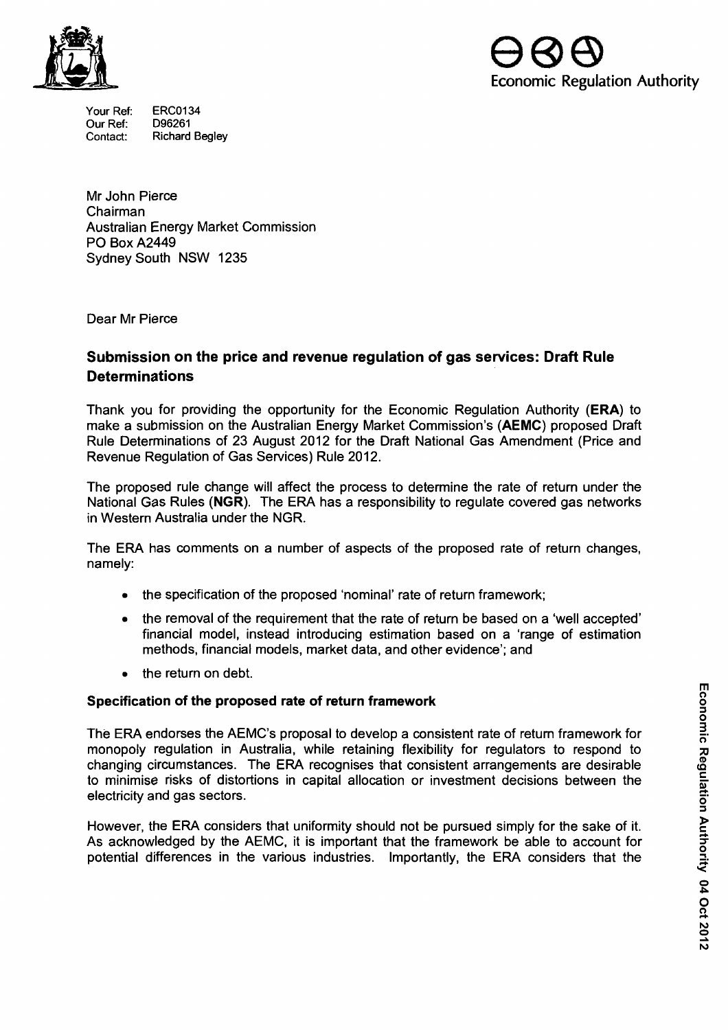Economic Regulation Authority

Your Ref: ERC0134
Our Ref: D96261
Contact: Richard Begley

Mr John Pierce
Chairman
Australian Energy Market Commission
PO Box A2449
Sydney South NSW 1235

Dear Mr Pierce

## Submission on the price and revenue regulation of gas services: Draft Rule Determinations

Thank you for providing the opportunity for the Economic Regulation Authority (**ERA**) to make a submission on the Australian Energy Market Commission's (**AEMC**) proposed Draft Rule Determinations of 23 August 2012 for the Draft National Gas Amendment (Price and Revenue Regulation of Gas Services) Rule 2012.

The proposed rule change will affect the process to determine the rate of return under the National Gas Rules (**NGR**). The ERA has a responsibility to regulate covered gas networks in Western Australia under the NGR.

The ERA has comments on a number of aspects of the proposed rate of return changes, namely:

- the specification of the proposed 'nominal' rate of return framework;
- the removal of the requirement that the rate of return be based on a 'well accepted' financial model, instead introducing estimation based on a 'range of estimation methods, financial models, market data, and other evidence'; and
- the return on debt.

### Specification of the proposed rate of return framework

The ERA endorses the AEMC's proposal to develop a consistent rate of return framework for monopoly regulation in Australia, while retaining flexibility for regulators to respond to changing circumstances. The ERA recognises that consistent arrangements are desirable to minimise risks of distortions in capital allocation or investment decisions between the electricity and gas sectors.

However, the ERA considers that uniformity should not be pursued simply for the sake of it. As acknowledged by the AEMC, it is important that the framework be able to account for potential differences in the various industries. Importantly, the ERA considers that the

Economic Regulation Authority 04 Oct 2012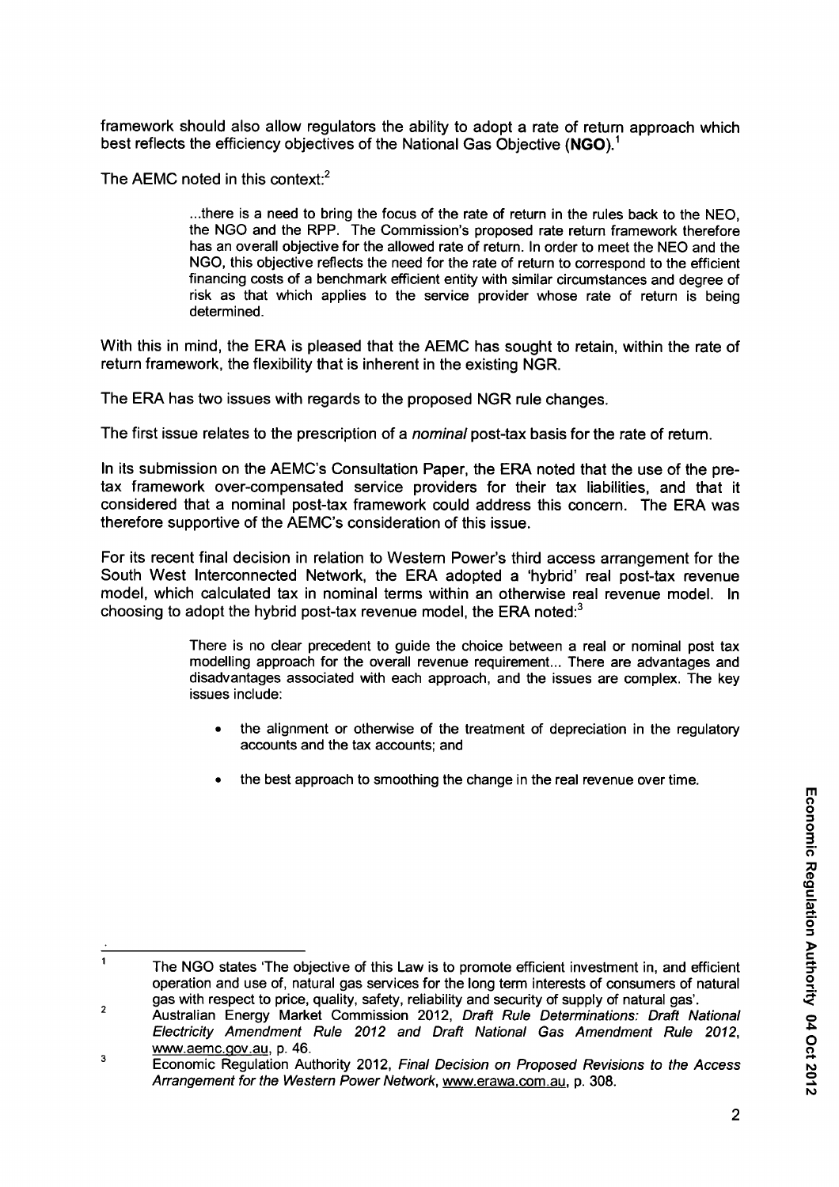framework should also allow regulators the ability to adopt a rate of return approach which best reflects the efficiency objectives of the National Gas Objective (**NGO**).[1]

The AEMC noted in this context:[2]

> ...there is a need to bring the focus of the rate of return in the rules back to the NEO, the NGO and the RPP. The Commission's proposed rate return framework therefore has an overall objective for the allowed rate of return. In order to meet the NEO and the NGO, this objective reflects the need for the rate of return to correspond to the efficient financing costs of a benchmark efficient entity with similar circumstances and degree of risk as that which applies to the service provider whose rate of return is being determined.

With this in mind, the ERA is pleased that the AEMC has sought to retain, within the rate of return framework, the flexibility that is inherent in the existing NGR.

The ERA has two issues with regards to the proposed NGR rule changes.

The first issue relates to the prescription of a *nominal* post-tax basis for the rate of return.

In its submission on the AEMC's Consultation Paper, the ERA noted that the use of the pre-tax framework over-compensated service providers for their tax liabilities, and that it considered that a nominal post-tax framework could address this concern. The ERA was therefore supportive of the AEMC's consideration of this issue.

For its recent final decision in relation to Western Power's third access arrangement for the South West Interconnected Network, the ERA adopted a 'hybrid' real post-tax revenue model, which calculated tax in nominal terms within an otherwise real revenue model. In choosing to adopt the hybrid post-tax revenue model, the ERA noted:[3]

> There is no clear precedent to guide the choice between a real or nominal post tax modelling approach for the overall revenue requirement... There are advantages and disadvantages associated with each approach, and the issues are complex. The key issues include:
>
> - the alignment or otherwise of the treatment of depreciation in the regulatory accounts and the tax accounts; and
> - the best approach to smoothing the change in the real revenue over time.

---

[1] The NGO states 'The objective of this Law is to promote efficient investment in, and efficient operation and use of, natural gas services for the long term interests of consumers of natural gas with respect to price, quality, safety, reliability and security of supply of natural gas'.

[2] Australian Energy Market Commission 2012, *Draft Rule Determinations: Draft National Electricity Amendment Rule 2012 and Draft National Gas Amendment Rule 2012*, www.aemc.gov.au, p. 46.

[3] Economic Regulation Authority 2012, *Final Decision on Proposed Revisions to the Access Arrangement for the Western Power Network*, www.erawa.com.au, p. 308.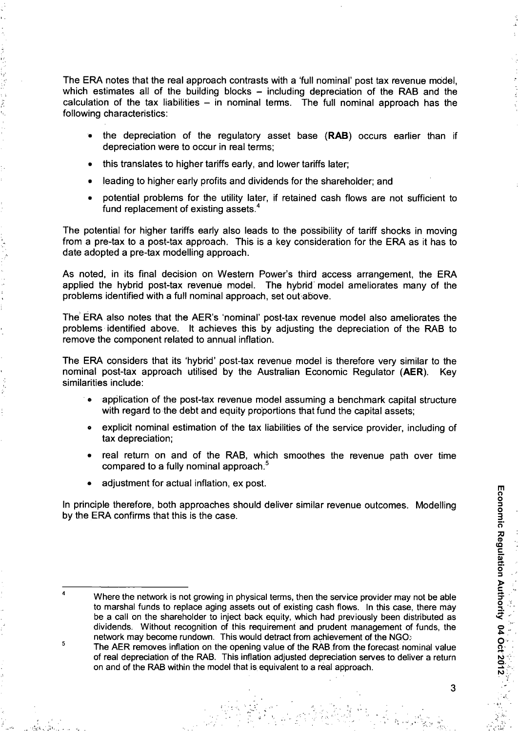The ERA notes that the real approach contrasts with a 'full nominal' post tax revenue model, which estimates all of the building blocks – including depreciation of the RAB and the calculation of the tax liabilities – in nominal terms. The full nominal approach has the following characteristics:

- the depreciation of the regulatory asset base (**RAB**) occurs earlier than if depreciation were to occur in real terms;
- this translates to higher tariffs early, and lower tariffs later;
- leading to higher early profits and dividends for the shareholder; and
- potential problems for the utility later, if retained cash flows are not sufficient to fund replacement of existing assets.[4]

The potential for higher tariffs early also leads to the possibility of tariff shocks in moving from a pre-tax to a post-tax approach. This is a key consideration for the ERA as it has to date adopted a pre-tax modelling approach.

As noted, in its final decision on Western Power's third access arrangement, the ERA applied the hybrid post-tax revenue model. The hybrid model ameliorates many of the problems identified with a full nominal approach, set out above.

The ERA also notes that the AER's 'nominal' post-tax revenue model also ameliorates the problems identified above. It achieves this by adjusting the depreciation of the RAB to remove the component related to annual inflation.

The ERA considers that its 'hybrid' post-tax revenue model is therefore very similar to the nominal post-tax approach utilised by the Australian Economic Regulator (**AER**). Key similarities include:

- application of the post-tax revenue model assuming a benchmark capital structure with regard to the debt and equity proportions that fund the capital assets;
- explicit nominal estimation of the tax liabilities of the service provider, including of tax depreciation;
- real return on and of the RAB, which smoothes the revenue path over time compared to a fully nominal approach.[5]
- adjustment for actual inflation, ex post.

In principle therefore, both approaches should deliver similar revenue outcomes. Modelling by the ERA confirms that this is the case.

---

[4] Where the network is not growing in physical terms, then the service provider may not be able to marshal funds to replace aging assets out of existing cash flows. In this case, there may be a call on the shareholder to inject back equity, which had previously been distributed as dividends. Without recognition of this requirement and prudent management of funds, the network may become rundown. This would detract from achievement of the NGO.

[5] The AER removes inflation on the opening value of the RAB from the forecast nominal value of real depreciation of the RAB. This inflation adjusted depreciation serves to deliver a return on and of the RAB within the model that is equivalent to a real approach.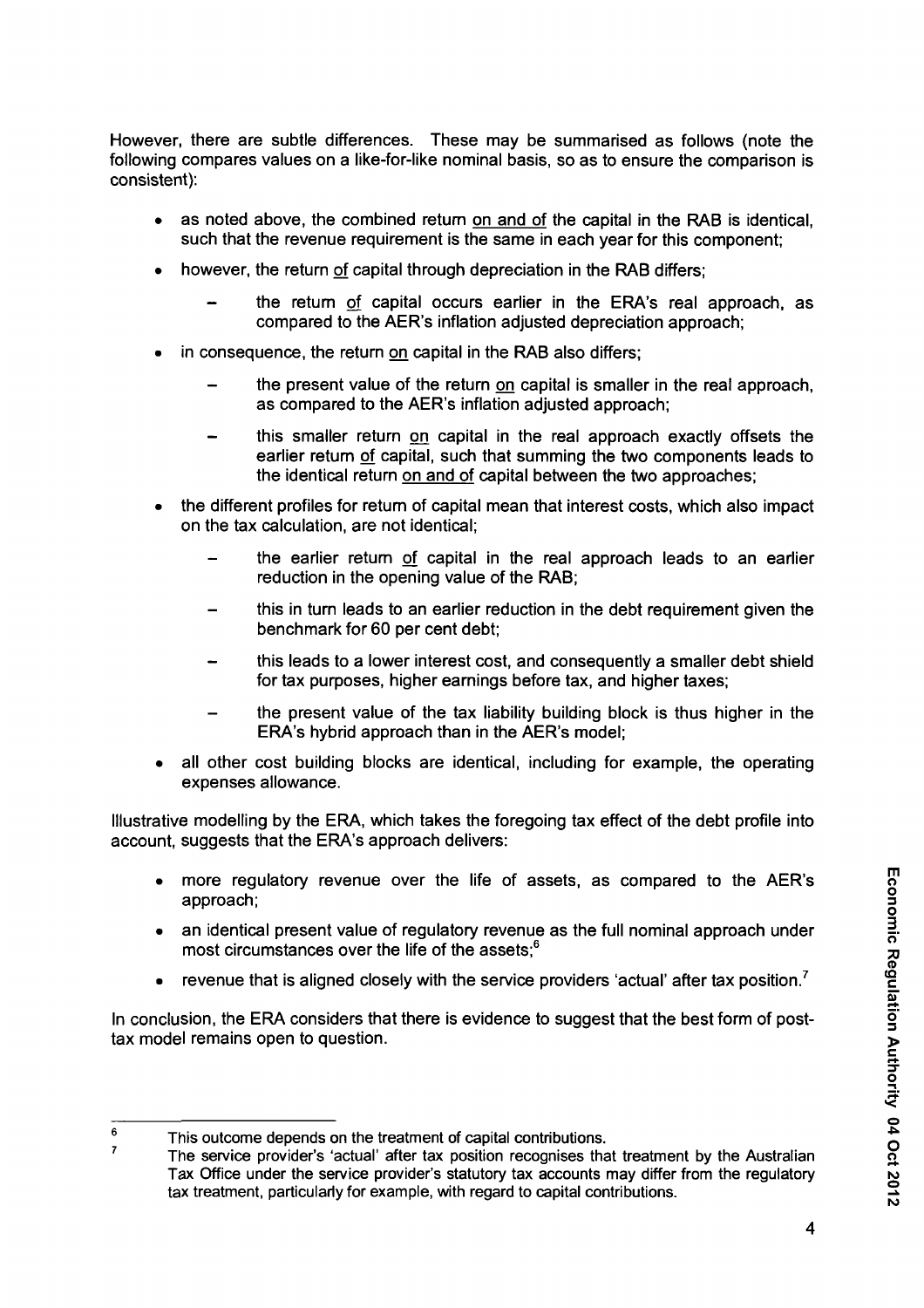However, there are subtle differences. These may be summarised as follows (note the following compares values on a like-for-like nominal basis, so as to ensure the comparison is consistent):

- as noted above, the combined return on and of the capital in the RAB is identical, such that the revenue requirement is the same in each year for this component;
- however, the return of capital through depreciation in the RAB differs;
  - the return of capital occurs earlier in the ERA's real approach, as compared to the AER's inflation adjusted depreciation approach;
- in consequence, the return on capital in the RAB also differs;
  - the present value of the return on capital is smaller in the real approach, as compared to the AER's inflation adjusted approach;
  - this smaller return on capital in the real approach exactly offsets the earlier return of capital, such that summing the two components leads to the identical return on and of capital between the two approaches;
- the different profiles for return of capital mean that interest costs, which also impact on the tax calculation, are not identical;
  - the earlier return of capital in the real approach leads to an earlier reduction in the opening value of the RAB;
  - this in turn leads to an earlier reduction in the debt requirement given the benchmark for 60 per cent debt;
  - this leads to a lower interest cost, and consequently a smaller debt shield for tax purposes, higher earnings before tax, and higher taxes;
  - the present value of the tax liability building block is thus higher in the ERA's hybrid approach than in the AER's model;
- all other cost building blocks are identical, including for example, the operating expenses allowance.

Illustrative modelling by the ERA, which takes the foregoing tax effect of the debt profile into account, suggests that the ERA's approach delivers:

- more regulatory revenue over the life of assets, as compared to the AER's approach;
- an identical present value of regulatory revenue as the full nominal approach under most circumstances over the life of the assets;[6]
- revenue that is aligned closely with the service providers 'actual' after tax position.[7]

In conclusion, the ERA considers that there is evidence to suggest that the best form of post-tax model remains open to question.

---

[6] This outcome depends on the treatment of capital contributions.

[7] The service provider's 'actual' after tax position recognises that treatment by the Australian Tax Office under the service provider's statutory tax accounts may differ from the regulatory tax treatment, particularly for example, with regard to capital contributions.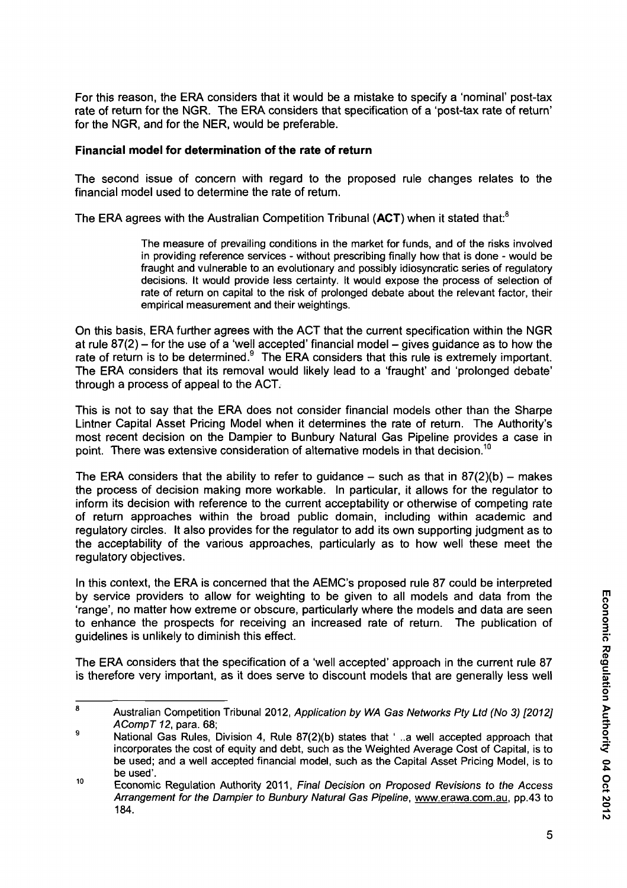For this reason, the ERA considers that it would be a mistake to specify a 'nominal' post-tax rate of return for the NGR. The ERA considers that specification of a 'post-tax rate of return' for the NGR, and for the NER, would be preferable.

**Financial model for determination of the rate of return**

The second issue of concern with regard to the proposed rule changes relates to the financial model used to determine the rate of return.

The ERA agrees with the Australian Competition Tribunal (**ACT**) when it stated that:[8]

> The measure of prevailing conditions in the market for funds, and of the risks involved in providing reference services - without prescribing finally how that is done - would be fraught and vulnerable to an evolutionary and possibly idiosyncratic series of regulatory decisions. It would provide less certainty. It would expose the process of selection of rate of return on capital to the risk of prolonged debate about the relevant factor, their empirical measurement and their weightings.

On this basis, ERA further agrees with the ACT that the current specification within the NGR at rule 87(2) – for the use of a 'well accepted' financial model – gives guidance as to how the rate of return is to be determined.[9] The ERA considers that this rule is extremely important. The ERA considers that its removal would likely lead to a 'fraught' and 'prolonged debate' through a process of appeal to the ACT.

This is not to say that the ERA does not consider financial models other than the Sharpe Lintner Capital Asset Pricing Model when it determines the rate of return. The Authority's most recent decision on the Dampier to Bunbury Natural Gas Pipeline provides a case in point. There was extensive consideration of alternative models in that decision.[10]

The ERA considers that the ability to refer to guidance – such as that in 87(2)(b) – makes the process of decision making more workable. In particular, it allows for the regulator to inform its decision with reference to the current acceptability or otherwise of competing rate of return approaches within the broad public domain, including within academic and regulatory circles. It also provides for the regulator to add its own supporting judgment as to the acceptability of the various approaches, particularly as to how well these meet the regulatory objectives.

In this context, the ERA is concerned that the AEMC's proposed rule 87 could be interpreted by service providers to allow for weighting to be given to all models and data from the 'range', no matter how extreme or obscure, particularly where the models and data are seen to enhance the prospects for receiving an increased rate of return. The publication of guidelines is unlikely to diminish this effect.

The ERA considers that the specification of a 'well accepted' approach in the current rule 87 is therefore very important, as it does serve to discount models that are generally less well

---

[8] Australian Competition Tribunal 2012, *Application by WA Gas Networks Pty Ltd (No 3) [2012] ACompT 12*, para. 68;

[9] National Gas Rules, Division 4, Rule 87(2)(b) states that ' ..a well accepted approach that incorporates the cost of equity and debt, such as the Weighted Average Cost of Capital, is to be used; and a well accepted financial model, such as the Capital Asset Pricing Model, is to be used'.

[10] Economic Regulation Authority 2011, *Final Decision on Proposed Revisions to the Access Arrangement for the Dampier to Bunbury Natural Gas Pipeline*, www.erawa.com.au, pp.43 to 184.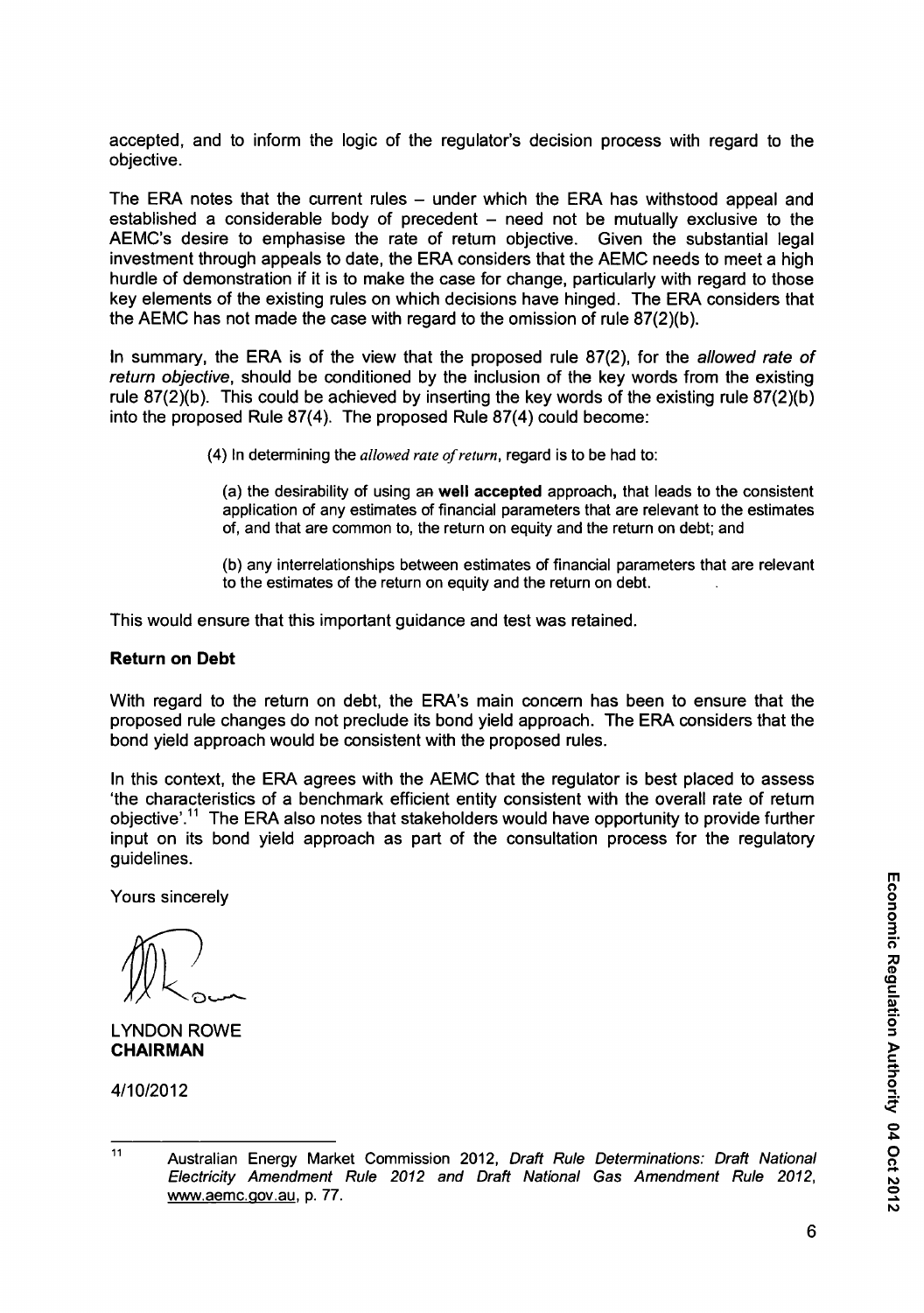accepted, and to inform the logic of the regulator's decision process with regard to the objective.

The ERA notes that the current rules – under which the ERA has withstood appeal and established a considerable body of precedent – need not be mutually exclusive to the AEMC's desire to emphasise the rate of return objective. Given the substantial legal investment through appeals to date, the ERA considers that the AEMC needs to meet a high hurdle of demonstration if it is to make the case for change, particularly with regard to those key elements of the existing rules on which decisions have hinged. The ERA considers that the AEMC has not made the case with regard to the omission of rule 87(2)(b).

In summary, the ERA is of the view that the proposed rule 87(2), for the *allowed rate of return objective*, should be conditioned by the inclusion of the key words from the existing rule 87(2)(b). This could be achieved by inserting the key words of the existing rule 87(2)(b) into the proposed Rule 87(4). The proposed Rule 87(4) could become:

> (4) In determining the *allowed rate of return*, regard is to be had to:
>
> (a) the desirability of using ~~an~~ **well accepted** approach, that leads to the consistent application of any estimates of financial parameters that are relevant to the estimates of, and that are common to, the return on equity and the return on debt; and
>
> (b) any interrelationships between estimates of financial parameters that are relevant to the estimates of the return on equity and the return on debt.

This would ensure that this important guidance and test was retained.

**Return on Debt**

With regard to the return on debt, the ERA's main concern has been to ensure that the proposed rule changes do not preclude its bond yield approach. The ERA considers that the bond yield approach would be consistent with the proposed rules.

In this context, the ERA agrees with the AEMC that the regulator is best placed to assess 'the characteristics of a benchmark efficient entity consistent with the overall rate of return objective'.[11] The ERA also notes that stakeholders would have opportunity to provide further input on its bond yield approach as part of the consultation process for the regulatory guidelines.

Yours sincerely

LYNDON ROWE
**CHAIRMAN**

4/10/2012

[11] Australian Energy Market Commission 2012, *Draft Rule Determinations: Draft National Electricity Amendment Rule 2012 and Draft National Gas Amendment Rule 2012*, www.aemc.gov.au, p. 77.